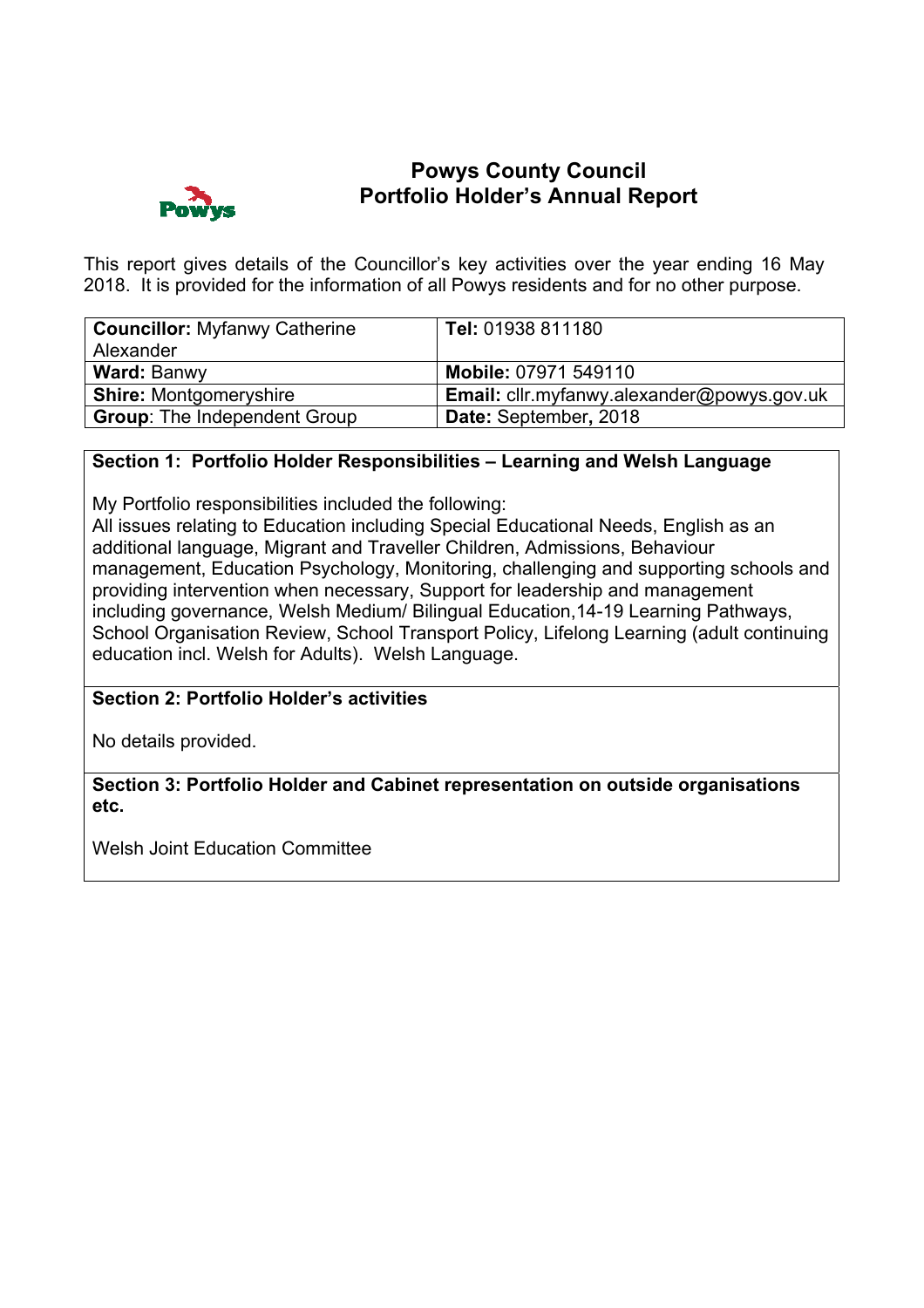# Powys County Council
## Portfolio Holder's Annual Report

This report gives details of the Councillor's key activities over the year ending 16 May 2018. It is provided for the information of all Powys residents and for no other purpose.

| **Councillor:** Myfanwy Catherine Alexander | **Tel:** 01938 811180 |
|---|---|
| **Ward:** Banwy | **Mobile:** 07971 549110 |
| **Shire:** Montgomeryshire | **Email:** cllr.myfanwy.alexander@powys.gov.uk |
| **Group**: The Independent Group | **Date:** September**,** 2018 |

### Section 1: Portfolio Holder Responsibilities – Learning and Welsh Language

My Portfolio responsibilities included the following:
All issues relating to Education including Special Educational Needs, English as an additional language, Migrant and Traveller Children, Admissions, Behaviour management, Education Psychology, Monitoring, challenging and supporting schools and providing intervention when necessary, Support for leadership and management including governance, Welsh Medium/ Bilingual Education,14-19 Learning Pathways, School Organisation Review, School Transport Policy, Lifelong Learning (adult continuing education incl. Welsh for Adults). Welsh Language.

### Section 2: Portfolio Holder's activities

No details provided.

### Section 3: Portfolio Holder and Cabinet representation on outside organisations etc.

Welsh Joint Education Committee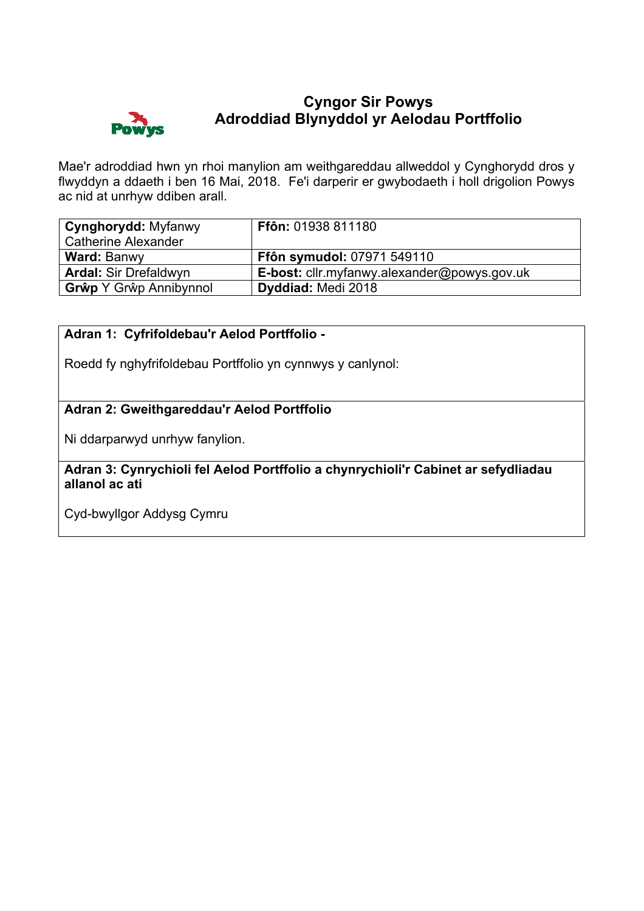# Cyngor Sir Powys
# Adroddiad Blynyddol yr Aelodau Portffolio

Mae'r adroddiad hwn yn rhoi manylion am weithgareddau allweddol y Cynghorydd dros y flwyddyn a ddaeth i ben 16 Mai, 2018. Fe'i darperir er gwybodaeth i holl drigolion Powys ac nid at unrhyw ddiben arall.

| | |
|---|---|
| **Cynghorydd:** Myfanwy Catherine Alexander | **Ffôn:** 01938 811180 |
| **Ward:** Banwy | **Ffôn symudol:** 07971 549110 |
| **Ardal:** Sir Drefaldwyn | **E-bost:** cllr.myfanwy.alexander@powys.gov.uk |
| **Grŵp** Y Grŵp Annibynnol | **Dyddiad:** Medi 2018 |

**Adran 1: Cyfrifoldebau'r Aelod Portffolio -**

Roedd fy nghyfrifoldebau Portffolio yn cynnwys y canlynol:

**Adran 2: Gweithgareddau'r Aelod Portffolio**

Ni ddarparwyd unrhyw fanylion.

**Adran 3: Cynrychioli fel Aelod Portffolio a chynrychioli'r Cabinet ar sefydliadau allanol ac ati**

Cyd-bwyllgor Addysg Cymru